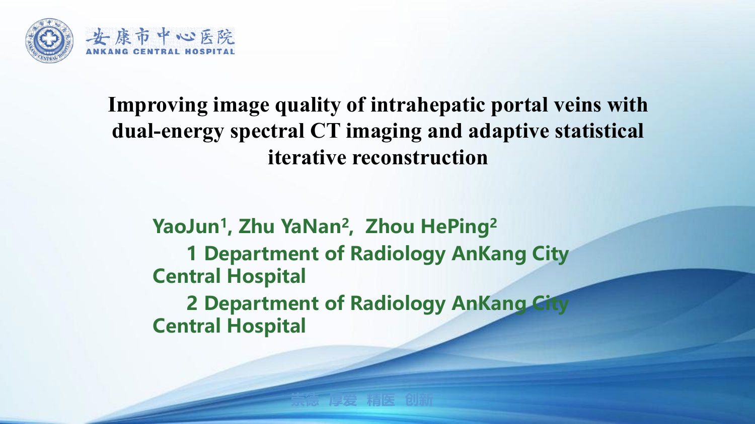安康市中心医院
ANKANG CENTRAL HOSPITAL

# Improving image quality of intrahepatic portal veins with dual-energy spectral CT imaging and adaptive statistical iterative reconstruction

**YaoJun[1], Zhu YaNan[2], Zhou HePing[2]**

**1 Department of Radiology AnKang City Central Hospital**

**2 Department of Radiology AnKang City Central Hospital**

崇德 厚爱 精医 创新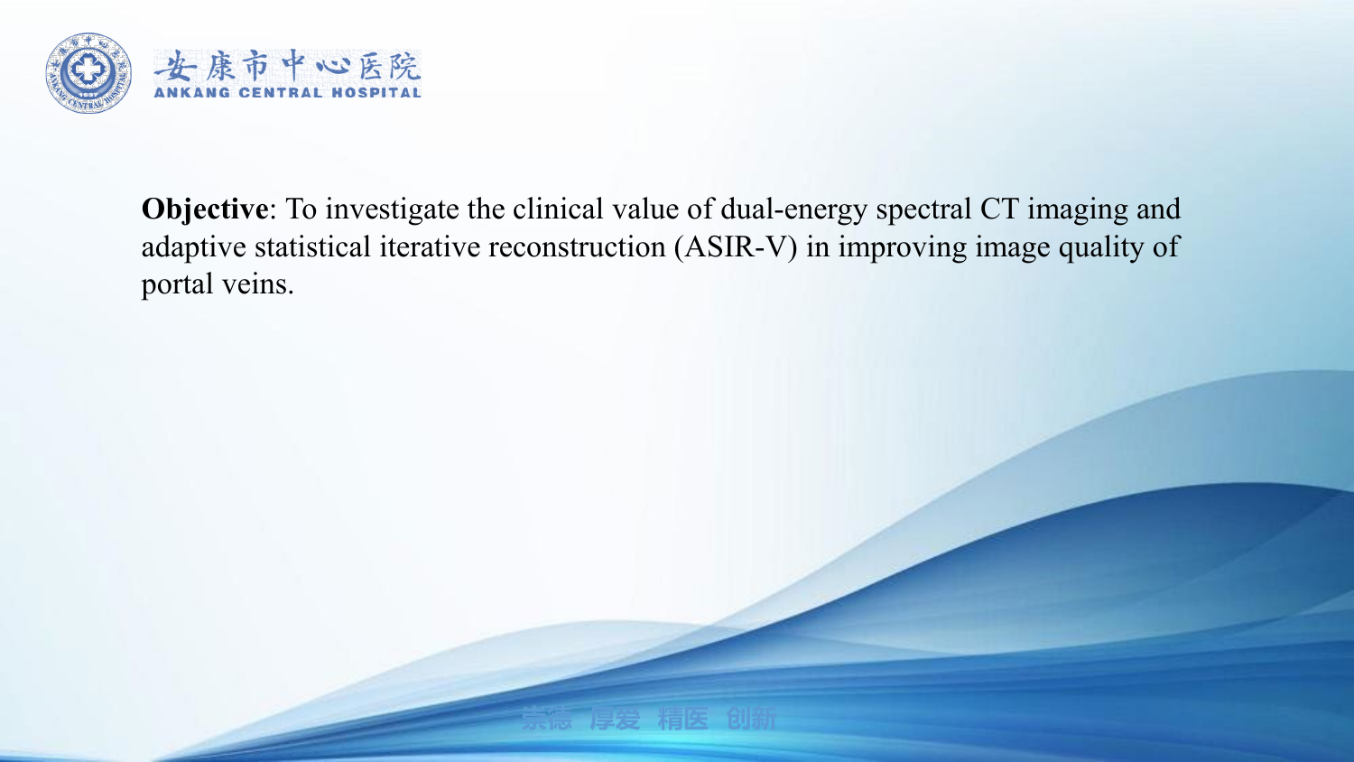**Objective**: To investigate the clinical value of dual-energy spectral CT imaging and adaptive statistical iterative reconstruction (ASIR-V) in improving image quality of portal veins.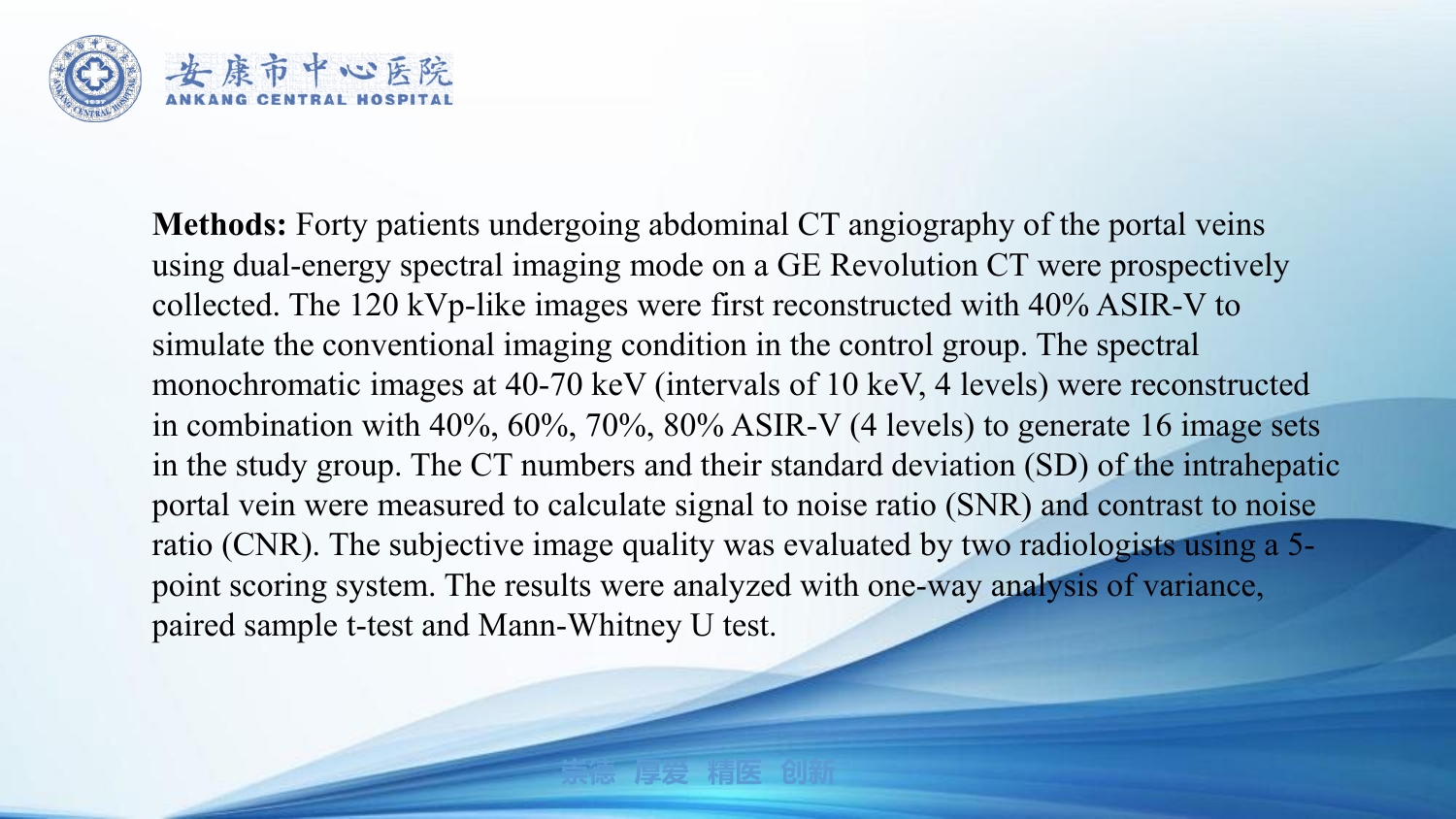**Methods:** Forty patients undergoing abdominal CT angiography of the portal veins using dual-energy spectral imaging mode on a GE Revolution CT were prospectively collected. The 120 kVp-like images were first reconstructed with 40% ASIR-V to simulate the conventional imaging condition in the control group. The spectral monochromatic images at 40-70 keV (intervals of 10 keV, 4 levels) were reconstructed in combination with 40%, 60%, 70%, 80% ASIR-V (4 levels) to generate 16 image sets in the study group. The CT numbers and their standard deviation (SD) of the intrahepatic portal vein were measured to calculate signal to noise ratio (SNR) and contrast to noise ratio (CNR). The subjective image quality was evaluated by two radiologists using a 5-point scoring system. The results were analyzed with one-way analysis of variance, paired sample t-test and Mann-Whitney U test.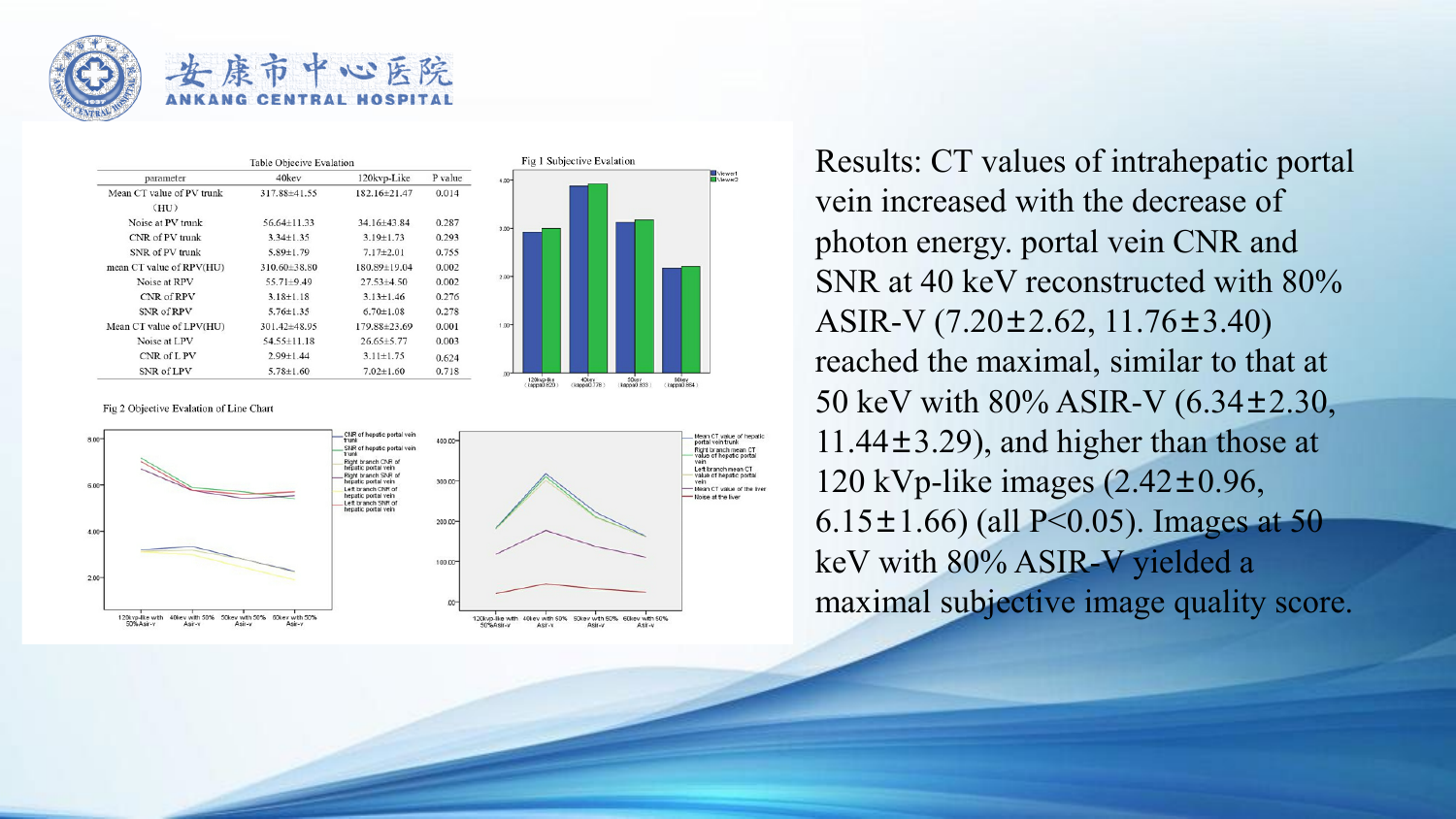安康市中心医院

ANKANG CENTRAL HOSPITAL

Table Objeeive Evalation

| parameter | 40kev | 120kvp-Like | P value |
|---|---|---|---|
| Mean CT value of PV trunk (HU) | 317.88±41.55 | 182.16±21.47 | 0.014 |
| Noise at PV trunk | 56.64±11.33 | 34.16±43.84 | 0.287 |
| CNR of PV trunk | 3.34±1.35 | 3.19±1.73 | 0.293 |
| SNR of PV trunk | 5.89±1.79 | 7.17±2.01 | 0.755 |
| mean CT value of RPV(HU) | 310.60±38.80 | 180.89±19.04 | 0.002 |
| Noise at RPV | 55.71±9.49 | 27.53±4.50 | 0.002 |
| CNR of RPV | 3.18±1.18 | 3.13±1.46 | 0.276 |
| SNR of RPV | 5.76±1.35 | 6.70±1.08 | 0.278 |
| Mean CT value of LPV(HU) | 301.42±48.95 | 179.88±23.69 | 0.001 |
| Noise at LPV | 54.55±11.18 | 26.65±5.77 | 0.003 |
| CNR of L PV | 2.99±1.44 | 3.11±1.75 | 0.624 |
| SNR of LPV | 5.78±1.60 | 7.02±1.60 | 0.718 |

Fig 1 Subjective Evalation

Viewer1
Viewer2

4.00
3.00
2.00
1.00
.00

120kvp-like (kappa0.820)
40kev (kappa0.778)
50kev (kappa0.833)
60kev (kappa0.864)

Fig 2 Objeective Evalation of Line Chart

8.00
6.00
4.00
2.00

CNR of hepatic portal vein trunk
SNR of hepatic portal vein trunk
Right branch CNR of hepatic portal vein
Right branch SNR of hepatic portal vein
Left branch CNR of hepatic portal vein
Left branch SNR of hepatic portal vein

120kvp-like with 50%Asir-v
40kev with 50% Asir-v
50kev with 50% Asir-v
60kev with 50% Asir-v

400.00
300.00
200.00
100.00
.00

Mean CT value of hepatic portal vein trunk
Right branch mean CT value of hepatic portal vein
Left branch mean CT value of hepatic portal vein
Mean CT value of the liver
Noise at the liver

120kvp-like with 50%Asir-v
40kev with 50% Asir-v
50kev with 50% Asir-v
60kev with 50% Asir-v

Results: CT values of intrahepatic portal vein increased with the decrease of photon energy. portal vein CNR and SNR at 40 keV reconstructed with 80% ASIR-V (7.20±2.62, 11.76±3.40) reached the maximal, similar to that at 50 keV with 80% ASIR-V (6.34±2.30, 11.44±3.29), and higher than those at 120 kVp-like images (2.42±0.96, 6.15±1.66) (all $P<0.05$). Images at 50 keV with 80% ASIR-V yielded a maximal subjective image quality score.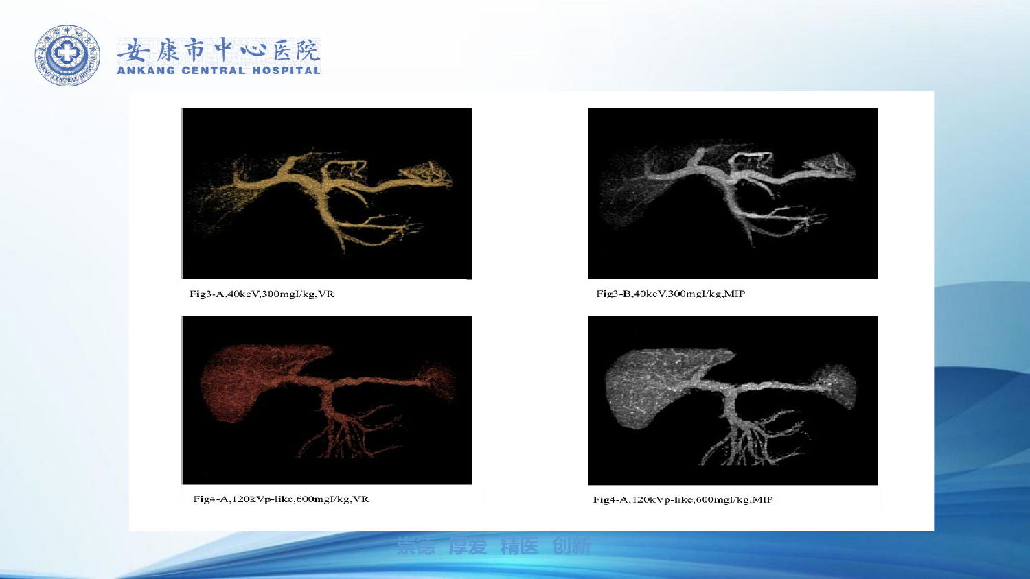Fig3-A,40keV,300mgI/kg,VR

Fig3-B,40keV,300mgI/kg,MIP

Fig4-A,120kVp-like,600mgI/kg,VR

Fig4-A,120kVp-like,600mgI/kg,MIP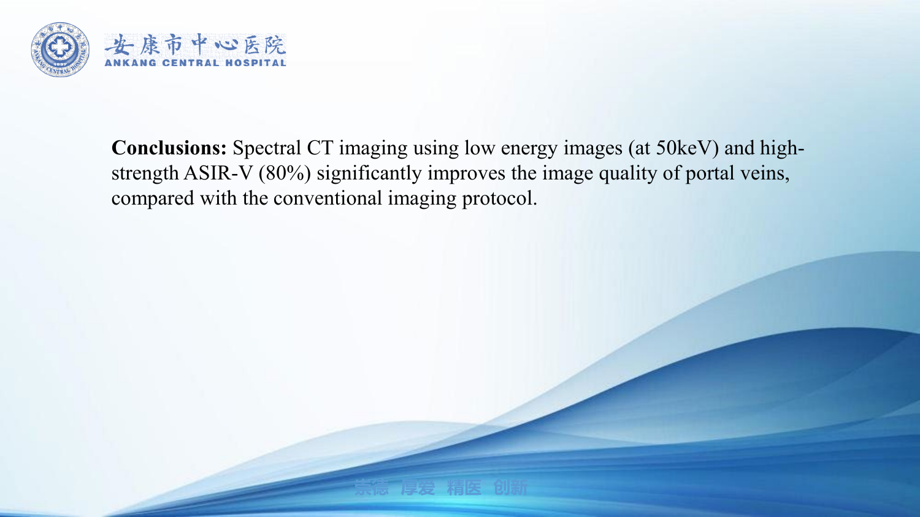**Conclusions:** Spectral CT imaging using low energy images (at 50keV) and high-strength ASIR-V (80%) significantly improves the image quality of portal veins, compared with the conventional imaging protocol.